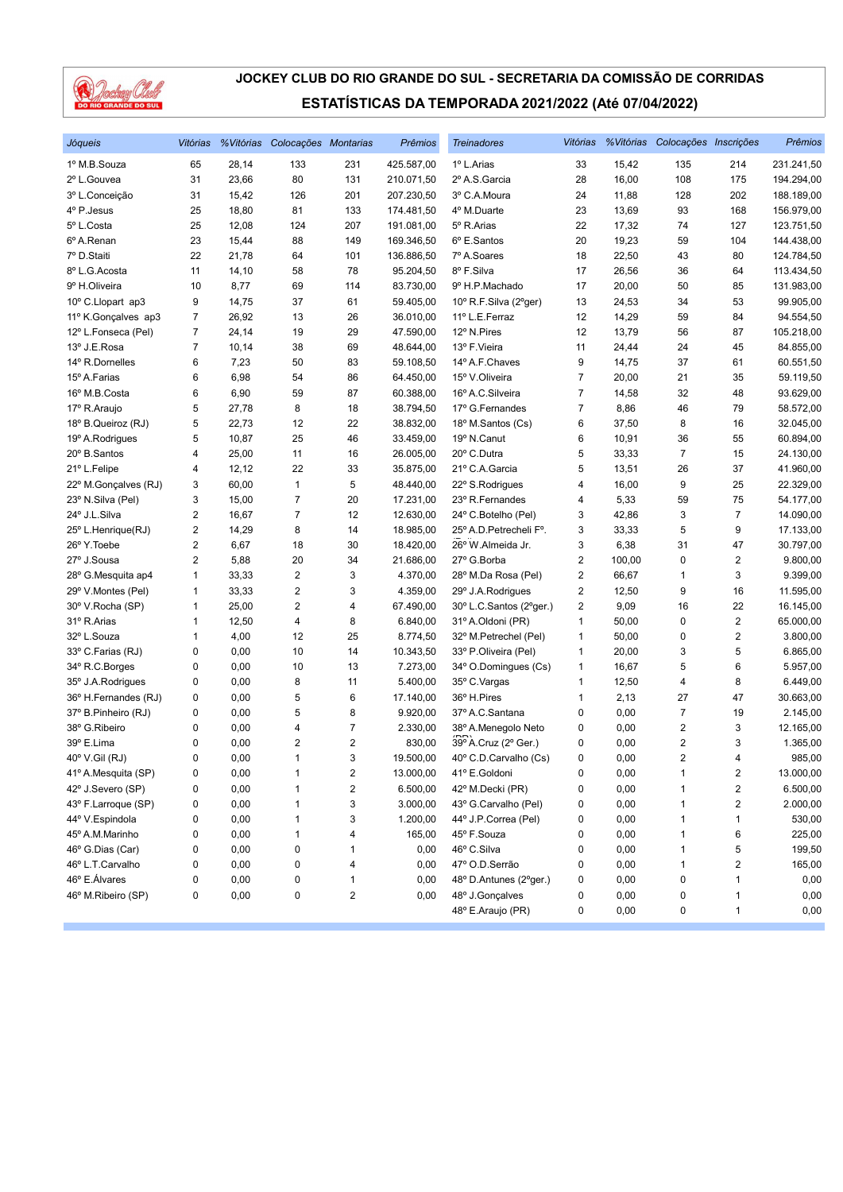# JOCKEY CLUB DO RIO GRANDE DO SUL - SECRETARIA DA COMISSÃO DE CORRIDAS

## ESTATÍSTICAS DA TEMPORADA 2021/2022 (Até 07/04/2022)

| *Jóqueis* | *Vitórias* | *%Vitórias* | *Colocações* | *Montarias* | *Prêmios* |
|---|---|---|---|---|---|
| 1º M.B.Souza | 65 | 28,14 | 133 | 231 | 425.587,00 |
| 2º L.Gouvea | 31 | 23,66 | 80 | 131 | 210.071,50 |
| 3º L.Conceição | 31 | 15,42 | 126 | 201 | 207.230,50 |
| 4º P.Jesus | 25 | 18,80 | 81 | 133 | 174.481,50 |
| 5º L.Costa | 25 | 12,08 | 124 | 207 | 191.081,00 |
| 6º A.Renan | 23 | 15,44 | 88 | 149 | 169.346,50 |
| 7º D.Staiti | 22 | 21,78 | 64 | 101 | 136.886,50 |
| 8º L.G.Acosta | 11 | 14,10 | 58 | 78 | 95.204,50 |
| 9º H.Oliveira | 10 | 8,77 | 69 | 114 | 83.730,00 |
| 10º C.Llopart ap3 | 9 | 14,75 | 37 | 61 | 59.405,00 |
| 11º K.Gonçalves ap3 | 7 | 26,92 | 13 | 26 | 36.010,00 |
| 12º L.Fonseca (Pel) | 7 | 24,14 | 19 | 29 | 47.590,00 |
| 13º J.E.Rosa | 7 | 10,14 | 38 | 69 | 48.644,00 |
| 14º R.Dornelles | 6 | 7,23 | 50 | 83 | 59.108,50 |
| 15º A.Farias | 6 | 6,98 | 54 | 86 | 64.450,00 |
| 16º M.B.Costa | 6 | 6,90 | 59 | 87 | 60.388,00 |
| 17º R.Araujo | 5 | 27,78 | 8 | 18 | 38.794,50 |
| 18º B.Queiroz (RJ) | 5 | 22,73 | 12 | 22 | 38.832,00 |
| 19º A.Rodrigues | 5 | 10,87 | 25 | 46 | 33.459,00 |
| 20º B.Santos | 4 | 25,00 | 11 | 16 | 26.005,00 |
| 21º L.Felipe | 4 | 12,12 | 22 | 33 | 35.875,00 |
| 22º M.Gonçalves (RJ) | 3 | 60,00 | 1 | 5 | 48.440,00 |
| 23º N.Silva (Pel) | 3 | 15,00 | 7 | 20 | 17.231,00 |
| 24º J.L.Silva | 2 | 16,67 | 7 | 12 | 12.630,00 |
| 25º L.Henrique(RJ) | 2 | 14,29 | 8 | 14 | 18.985,00 |
| 26º Y.Toebe | 2 | 6,67 | 18 | 30 | 18.420,00 |
| 27º J.Sousa | 2 | 5,88 | 20 | 34 | 21.686,00 |
| 28º G.Mesquita ap4 | 1 | 33,33 | 2 | 3 | 4.370,00 |
| 29º V.Montes (Pel) | 1 | 33,33 | 2 | 3 | 4.359,00 |
| 30º V.Rocha (SP) | 1 | 25,00 | 2 | 4 | 67.490,00 |
| 31º R.Arias | 1 | 12,50 | 4 | 8 | 6.840,00 |
| 32º L.Souza | 1 | 4,00 | 12 | 25 | 8.774,50 |
| 33º C.Farias (RJ) | 0 | 0,00 | 10 | 14 | 10.343,50 |
| 34º R.C.Borges | 0 | 0,00 | 10 | 13 | 7.273,00 |
| 35º J.A.Rodrigues | 0 | 0,00 | 8 | 11 | 5.400,00 |
| 36º H.Fernandes (RJ) | 0 | 0,00 | 5 | 6 | 17.140,00 |
| 37º B.Pinheiro (RJ) | 0 | 0,00 | 5 | 8 | 9.920,00 |
| 38º G.Ribeiro | 0 | 0,00 | 4 | 7 | 2.330,00 |
| 39º E.Lima | 0 | 0,00 | 2 | 2 | 830,00 |
| 40º V.Gil (RJ) | 0 | 0,00 | 1 | 3 | 19.500,00 |
| 41º A.Mesquita (SP) | 0 | 0,00 | 1 | 2 | 13.000,00 |
| 42º J.Severo (SP) | 0 | 0,00 | 1 | 2 | 6.500,00 |
| 43º F.Larroque (SP) | 0 | 0,00 | 1 | 3 | 3.000,00 |
| 44º V.Espindola | 0 | 0,00 | 1 | 3 | 1.200,00 |
| 45º A.M.Marinho | 0 | 0,00 | 1 | 4 | 165,00 |
| 46º G.Dias (Car) | 0 | 0,00 | 0 | 1 | 0,00 |
| 46º L.T.Carvalho | 0 | 0,00 | 0 | 4 | 0,00 |
| 46º E.Álvares | 0 | 0,00 | 0 | 1 | 0,00 |
| 46º M.Ribeiro (SP) | 0 | 0,00 | 0 | 2 | 0,00 |

| *Treinadores* | *Vitórias* | *%Vitórias* | *Colocações* | *Inscrições* | *Prêmios* |
|---|---|---|---|---|---|
| 1º L.Arias | 33 | 15,42 | 135 | 214 | 231.241,50 |
| 2º A.S.Garcia | 28 | 16,00 | 108 | 175 | 194.294,00 |
| 3º C.A.Moura | 24 | 11,88 | 128 | 202 | 188.189,00 |
| 4º M.Duarte | 23 | 13,69 | 93 | 168 | 156.979,00 |
| 5º R.Arias | 22 | 17,32 | 74 | 127 | 123.751,50 |
| 6º E.Santos | 20 | 19,23 | 59 | 104 | 144.438,00 |
| 7º A.Soares | 18 | 22,50 | 43 | 80 | 124.784,50 |
| 8º F.Silva | 17 | 26,56 | 36 | 64 | 113.434,50 |
| 9º H.P.Machado | 17 | 20,00 | 50 | 85 | 131.983,00 |
| 10º R.F.Silva (2ºger) | 13 | 24,53 | 34 | 53 | 99.905,00 |
| 11º L.E.Ferraz | 12 | 14,29 | 59 | 84 | 94.554,50 |
| 12º N.Pires | 12 | 13,79 | 56 | 87 | 105.218,00 |
| 13º F.Vieira | 11 | 24,44 | 24 | 45 | 84.855,00 |
| 14º A.F.Chaves | 9 | 14,75 | 37 | 61 | 60.551,50 |
| 15º V.Oliveira | 7 | 20,00 | 21 | 35 | 59.119,50 |
| 16º A.C.Silveira | 7 | 14,58 | 32 | 48 | 93.629,00 |
| 17º G.Fernandes | 7 | 8,86 | 46 | 79 | 58.572,00 |
| 18º M.Santos (Cs) | 6 | 37,50 | 8 | 16 | 32.045,00 |
| 19º N.Canut | 6 | 10,91 | 36 | 55 | 60.894,00 |
| 20º C.Dutra | 5 | 33,33 | 7 | 15 | 24.130,00 |
| 21º C.A.Garcia | 5 | 13,51 | 26 | 37 | 41.960,00 |
| 22º S.Rodrigues | 4 | 16,00 | 9 | 25 | 22.329,00 |
| 23º R.Fernandes | 4 | 5,33 | 59 | 75 | 54.177,00 |
| 24º C.Botelho (Pel) | 3 | 42,86 | 3 | 7 | 14.090,00 |
| 25º A.D.Petrecheli Fº. | 3 | 33,33 | 5 | 9 | 17.133,00 |
| 26º W.Almeida Jr. | 3 | 6,38 | 31 | 47 | 30.797,00 |
| 27º G.Borba | 2 | 100,00 | 0 | 2 | 9.800,00 |
| 28º M.Da Rosa (Pel) | 2 | 66,67 | 1 | 3 | 9.399,00 |
| 29º J.A.Rodrigues | 2 | 12,50 | 9 | 16 | 11.595,00 |
| 30º L.C.Santos (2ºger.) | 2 | 9,09 | 16 | 22 | 16.145,00 |
| 31º A.Oldoni (PR) | 1 | 50,00 | 0 | 2 | 65.000,00 |
| 32º M.Petrechel (Pel) | 1 | 50,00 | 0 | 2 | 3.800,00 |
| 33º P.Oliveira (Pel) | 1 | 20,00 | 3 | 5 | 6.865,00 |
| 34º O.Domingues (Cs) | 1 | 16,67 | 5 | 6 | 5.957,00 |
| 35º C.Vargas | 1 | 12,50 | 4 | 8 | 6.449,00 |
| 36º H.Pires | 1 | 2,13 | 27 | 47 | 30.663,00 |
| 37º A.C.Santana | 0 | 0,00 | 7 | 19 | 2.145,00 |
| 38º A.Menegolo Neto | 0 | 0,00 | 2 | 3 | 12.165,00 |
| 39º A.Cruz (2º Ger.) | 0 | 0,00 | 2 | 3 | 1.365,00 |
| 40º C.D.Carvalho (Cs) | 0 | 0,00 | 2 | 4 | 985,00 |
| 41º E.Goldoni | 0 | 0,00 | 1 | 2 | 13.000,00 |
| 42º M.Decki (PR) | 0 | 0,00 | 1 | 2 | 6.500,00 |
| 43º G.Carvalho (Pel) | 0 | 0,00 | 1 | 2 | 2.000,00 |
| 44º J.P.Correa (Pel) | 0 | 0,00 | 1 | 1 | 530,00 |
| 45º F.Souza | 0 | 0,00 | 1 | 6 | 225,00 |
| 46º C.Silva | 0 | 0,00 | 1 | 5 | 199,50 |
| 47º O.D.Serrão | 0 | 0,00 | 1 | 2 | 165,00 |
| 48º D.Antunes (2ºger.) | 0 | 0,00 | 0 | 1 | 0,00 |
| 48º J.Gonçalves | 0 | 0,00 | 0 | 1 | 0,00 |
| 48º E.Araujo (PR) | 0 | 0,00 | 0 | 1 | 0,00 |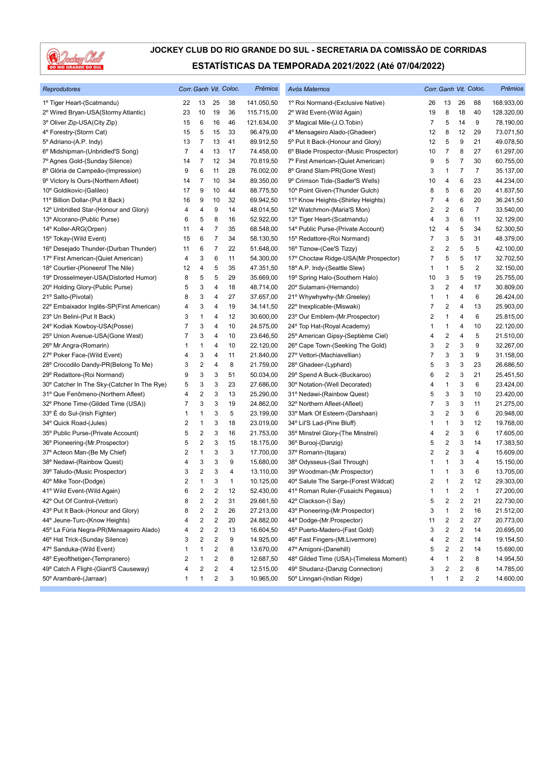# JOCKEY CLUB DO RIO GRANDE DO SUL - SECRETARIA DA COMISSÃO DE CORRIDAS

## ESTATÍSTICAS DA TEMPORADA 2021/2022 (Até 07/04/2022)

| *Reprodutores* | Corr. | Ganh | Vit. | Coloc. | Prêmios |
|---|---|---|---|---|---|
| 1º Tiger Heart-(Scatmandu) | 22 | 13 | 25 | 38 | 141.050,50 |
| 2º Wired Bryan-USA(Stormy Atlantic) | 23 | 10 | 19 | 36 | 115.715,00 |
| 3º Oliver Zip-USA(City Zip) | 15 | 6 | 16 | 46 | 121.634,00 |
| 4º Forestry-(Storm Cat) | 15 | 5 | 15 | 33 | 96.479,00 |
| 5º Adriano-(A.P. Indy) | 13 | 7 | 13 | 41 | 89.912,50 |
| 6º Midshipman-(Unbridled'S Song) | 7 | 4 | 13 | 17 | 74.458,00 |
| 7º Agnes Gold-(Sunday Silence) | 14 | 7 | 12 | 34 | 70.819,50 |
| 8º Glória de Campeão-(Impression) | 9 | 6 | 11 | 28 | 76.002,00 |
| 9º Victory Is Ours-(Northern Afleet) | 14 | 7 | 10 | 34 | 89.350,00 |
| 10º Goldikovic-(Galileo) | 17 | 9 | 10 | 44 | 88.775,50 |
| 11º Billion Dollar-(Put It Back) | 16 | 9 | 10 | 32 | 69.942,50 |
| 12º Unbridled Star-(Honour and Glory) | 4 | 4 | 9 | 14 | 48.014,50 |
| 13º Alcorano-(Public Purse) | 6 | 5 | 8 | 16 | 52.922,00 |
| 14º Koller-ARG(Orpen) | 11 | 4 | 7 | 35 | 68.548,00 |
| 15º Tokay-(Wild Event) | 15 | 6 | 7 | 34 | 58.130,50 |
| 16º Desejado Thunder-(Durban Thunder) | 11 | 6 | 7 | 22 | 51.648,00 |
| 17º First American-(Quiet American) | 4 | 3 | 6 | 11 | 54.300,00 |
| 18º Courtier-(Pioneerof The Nile) | 12 | 4 | 5 | 35 | 47.351,50 |
| 19º Drosselmeyer-USA(Distorted Humor) | 8 | 5 | 5 | 29 | 35.669,00 |
| 20º Holding Glory-(Public Purse) | 5 | 3 | 4 | 18 | 48.714,00 |
| 21º Salto-(Pivotal) | 8 | 3 | 4 | 27 | 37.657,00 |
| 22º Embaixador Inglês-SP(First American) | 4 | 3 | 4 | 19 | 34.141,50 |
| 23º Un Belini-(Put It Back) | 3 | 1 | 4 | 12 | 30.600,00 |
| 24º Kodiak Kowboy-USA(Posse) | 7 | 3 | 4 | 10 | 24.575,00 |
| 25º Union Avenue-USA(Gone West) | 7 | 3 | 4 | 10 | 23.646,50 |
| 26º Mr.Angra-(Romarin) | 1 | 1 | 4 | 10 | 22.120,00 |
| 27º Poker Face-(Wild Event) | 4 | 3 | 4 | 11 | 21.840,00 |
| 28º Crocodilo Dandy-PR(Belong To Me) | 3 | 2 | 4 | 8 | 21.759,00 |
| 29º Redattore-(Roi Normand) | 9 | 3 | 3 | 51 | 50.034,00 |
| 30º Catcher In The Sky-(Catcher In The Rye) | 5 | 3 | 3 | 23 | 27.686,00 |
| 31º Que Fenômeno-(Northern Afleet) | 4 | 2 | 3 | 13 | 25.290,00 |
| 32º Phone Time-(Gilded Time (USA)) | 7 | 3 | 3 | 19 | 24.862,00 |
| 33º É do Sul-(Irish Fighter) | 1 | 1 | 3 | 5 | 23.199,00 |
| 34º Quick Road-(Jules) | 2 | 1 | 3 | 18 | 23.019,00 |
| 35º Public Purse-(Private Account) | 5 | 2 | 3 | 16 | 21.753,00 |
| 36º Pioneering-(Mr.Prospector) | 5 | 2 | 3 | 15 | 18.175,00 |
| 37º Acteon Man-(Be My Chief) | 2 | 1 | 3 | 3 | 17.700,00 |
| 38º Nedawi-(Rainbow Quest) | 4 | 3 | 3 | 9 | 15.680,00 |
| 39º Taludo-(Music Prospector) | 3 | 2 | 3 | 4 | 13.110,00 |
| 40º Mike Toor-(Dodge) | 2 | 1 | 3 | 1 | 10.125,00 |
| 41º Wild Event-(Wild Again) | 6 | 2 | 2 | 12 | 52.430,00 |
| 42º Out Of Control-(Vettori) | 8 | 2 | 2 | 31 | 29.661,50 |
| 43º Put It Back-(Honour and Glory) | 8 | 2 | 2 | 26 | 27.213,00 |
| 44º Jeune-Turc-(Know Heights) | 4 | 2 | 2 | 20 | 24.882,00 |
| 45º La Fúria Negra-PR(Mensageiro Alado) | 4 | 2 | 2 | 13 | 16.604,50 |
| 46º Hat Trick-(Sunday Silence) | 3 | 2 | 2 | 9 | 14.925,00 |
| 47º Sanduka-(Wild Event) | 1 | 1 | 2 | 8 | 13.670,00 |
| 48º Eyeofthetiger-(Tempranero) | 2 | 1 | 2 | 8 | 12.687,50 |
| 49º Catch A Flight-(Giant'S Causeway) | 4 | 2 | 2 | 4 | 12.515,00 |
| 50º Arambaré-(Jarraar) | 1 | 1 | 2 | 3 | 10.965,00 |

| *Avós Maternos* | Corr. | Ganh | Vit. | Coloc. | Prêmios |
|---|---|---|---|---|---|
| 1º Roi Normand-(Exclusive Native) | 26 | 13 | 26 | 88 | 168.933,00 |
| 2º Wild Event-(Wild Again) | 19 | 8 | 18 | 40 | 128.320,00 |
| 3º Magical Mile-(J.O.Tobin) | 7 | 5 | 14 | 9 | 78.190,00 |
| 4º Mensageiro Alado-(Ghadeer) | 12 | 8 | 12 | 29 | 73.071,50 |
| 5º Put It Back-(Honour and Glory) | 12 | 5 | 9 | 21 | 49.078,50 |
| 6º Blade Prospector-(Music Prospector) | 10 | 7 | 8 | 27 | 61.297,00 |
| 7º First American-(Quiet American) | 9 | 5 | 7 | 30 | 60.755,00 |
| 8º Grand Slam-PR(Gone West) | 3 | 1 | 7 | 7 | 35.137,00 |
| 9º Crimson Tide-(Sadler'S Wells) | 10 | 4 | 6 | 23 | 44.234,00 |
| 10º Point Given-(Thunder Gulch) | 8 | 5 | 6 | 20 | 41.837,50 |
| 11º Know Heights-(Shirley Heights) | 7 | 4 | 6 | 20 | 36.241,50 |
| 12º Watchmon-(Maria'S Mon) | 2 | 2 | 6 | 7 | 33.540,00 |
| 13º Tiger Heart-(Scatmandu) | 4 | 3 | 6 | 11 | 32.129,00 |
| 14º Public Purse-(Private Account) | 12 | 4 | 5 | 34 | 52.300,50 |
| 15º Redattore-(Roi Normand) | 7 | 3 | 5 | 31 | 48.379,00 |
| 16º Tiznow-(Cee'S Tizzy) | 2 | 2 | 5 | 5 | 42.100,00 |
| 17º Choctaw Ridge-USA(Mr.Prospector) | 7 | 5 | 5 | 17 | 32.702,50 |
| 18º A.P. Indy-(Seattle Slew) | 1 | 1 | 5 | 2 | 32.150,00 |
| 19º Spring Halo-(Southern Halo) | 10 | 3 | 5 | 19 | 25.755,00 |
| 20º Sulamani-(Hernando) | 3 | 2 | 4 | 17 | 30.809,00 |
| 21º Whywhywhy-(Mr.Greeley) | 1 | 1 | 4 | 6 | 26.424,00 |
| 22º Inexplicable-(Miswaki) | 7 | 2 | 4 | 13 | 25.903,00 |
| 23º Our Emblem-(Mr.Prospector) | 2 | 1 | 4 | 6 | 25.815,00 |
| 24º Top Hat-(Royal Academy) | 1 | 1 | 4 | 10 | 22.120,00 |
| 25º American Gipsy-(Septième Ciel) | 4 | 2 | 4 | 5 | 21.510,00 |
| 26º Cape Town-(Seeking The Gold) | 3 | 2 | 3 | 9 | 32.267,00 |
| 27º Vettori-(Machiavellian) | 7 | 3 | 3 | 9 | 31.158,00 |
| 28º Ghadeer-(Lyphard) | 5 | 3 | 3 | 23 | 26.686,50 |
| 29º Spend A Buck-(Buckaroo) | 6 | 2 | 3 | 21 | 25.451,50 |
| 30º Notation-(Well Decorated) | 4 | 1 | 3 | 6 | 23.424,00 |
| 31º Nedawi-(Rainbow Quest) | 5 | 3 | 3 | 10 | 23.420,00 |
| 32º Northern Afleet-(Afleet) | 7 | 3 | 3 | 11 | 21.275,00 |
| 33º Mark Of Esteem-(Darshaan) | 3 | 2 | 3 | 6 | 20.948,00 |
| 34º Lil'S Lad-(Pine Bluff) | 1 | 1 | 3 | 12 | 19.768,00 |
| 35º Minstrel Glory-(The Minstrel) | 4 | 2 | 3 | 6 | 17.605,00 |
| 36º Burooj-(Danzig) | 5 | 2 | 3 | 14 | 17.383,50 |
| 37º Romarin-(Itajara) | 2 | 2 | 3 | 4 | 15.609,00 |
| 38º Odysseus-(Sail Through) | 1 | 1 | 3 | 4 | 15.150,00 |
| 39º Woodman-(Mr.Prospector) | 1 | 1 | 3 | 6 | 13.705,00 |
| 40º Salute The Sarge-(Forest Wildcat) | 2 | 1 | 2 | 12 | 29.303,00 |
| 41º Roman Ruler-(Fusaichi Pegasus) | 1 | 1 | 2 | 1 | 27.200,00 |
| 42º Clackson-(I Say) | 5 | 2 | 2 | 21 | 22.730,00 |
| 43º Pioneering-(Mr.Prospector) | 3 | 1 | 2 | 16 | 21.512,00 |
| 44º Dodge-(Mr.Prospector) | 11 | 2 | 2 | 27 | 20.773,00 |
| 45º Puerto-Madero-(Fast Gold) | 3 | 2 | 2 | 14 | 20.695,00 |
| 46º Fast Fingers-(Mt.Livermore) | 4 | 2 | 2 | 14 | 19.154,50 |
| 47º Amigoni-(Danehill) | 5 | 2 | 2 | 14 | 15.690,00 |
| 48º Gilded Time (USA)-(Timeless Moment) | 4 | 1 | 2 | 8 | 14.954,50 |
| 49º Shudanz-(Danzig Connection) | 3 | 2 | 2 | 8 | 14.785,00 |
| 50º Linngari-(Indian Ridge) | 1 | 1 | 2 | 2 | 14.600,00 |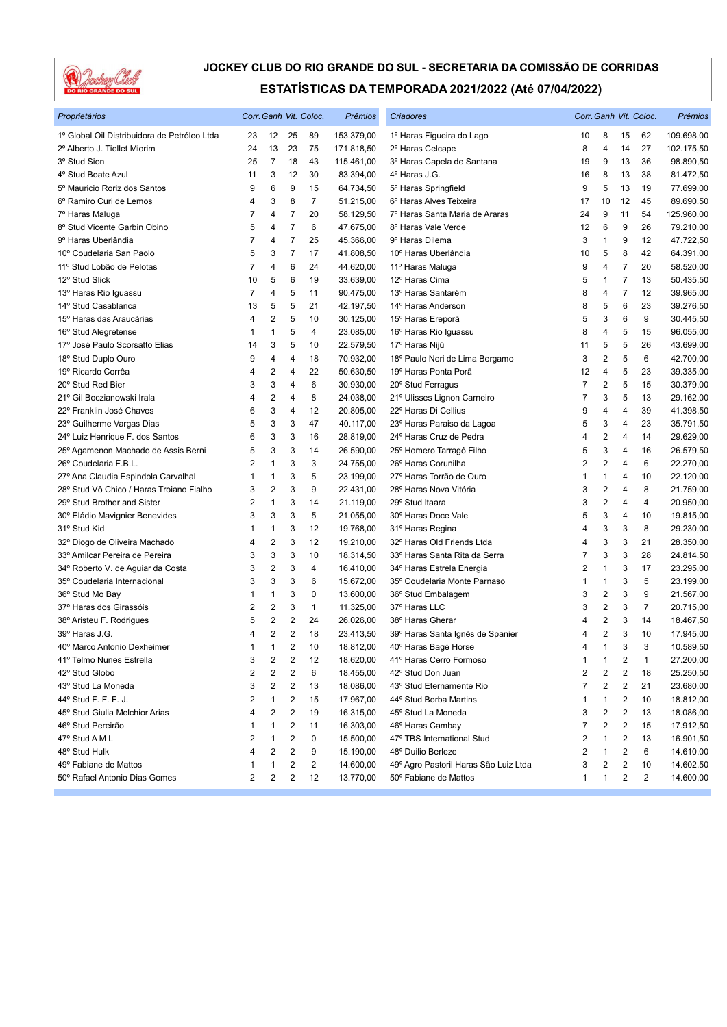# JOCKEY CLUB DO RIO GRANDE DO SUL - SECRETARIA DA COMISSÃO DE CORRIDAS

## ESTATÍSTICAS DA TEMPORADA 2021/2022 (Até 07/04/2022)

| *Proprietários* | *Corr.* | *Ganh* | *Vit.* | *Coloc.* | *Prêmios* | *Criadores* | *Corr.* | *Ganh* | *Vit.* | *Coloc.* | *Prêmios* |
|---|---|---|---|---|---|---|---|---|---|---|---|
| 1º Global Oil Distribuidora de Petróleo Ltda | 23 | 12 | 25 | 89 | 153.379,00 | 1º Haras Figueira do Lago | 10 | 8 | 15 | 62 | 109.698,00 |
| 2º Alberto J. Tiellet Miorim | 24 | 13 | 23 | 75 | 171.818,50 | 2º Haras Celcape | 8 | 4 | 14 | 27 | 102.175,50 |
| 3º Stud Sion | 25 | 7 | 18 | 43 | 115.461,00 | 3º Haras Capela de Santana | 19 | 9 | 13 | 36 | 98.890,50 |
| 4º Stud Boate Azul | 11 | 3 | 12 | 30 | 83.394,00 | 4º Haras J.G. | 16 | 8 | 13 | 38 | 81.472,50 |
| 5º Mauricio Roriz dos Santos | 9 | 6 | 9 | 15 | 64.734,50 | 5º Haras Springfield | 9 | 5 | 13 | 19 | 77.699,00 |
| 6º Ramiro Curi de Lemos | 4 | 3 | 8 | 7 | 51.215,00 | 6º Haras Alves Teixeira | 17 | 10 | 12 | 45 | 89.690,50 |
| 7º Haras Maluga | 7 | 4 | 7 | 20 | 58.129,50 | 7º Haras Santa Maria de Araras | 24 | 9 | 11 | 54 | 125.960,00 |
| 8º Stud Vicente Garbin Obino | 5 | 4 | 7 | 6 | 47.675,00 | 8º Haras Vale Verde | 12 | 6 | 9 | 26 | 79.210,00 |
| 9º Haras Uberlândia | 7 | 4 | 7 | 25 | 45.366,00 | 9º Haras Dilema | 3 | 1 | 9 | 12 | 47.722,50 |
| 10º Coudelaria San Paolo | 5 | 3 | 7 | 17 | 41.808,50 | 10º Haras Uberlândia | 10 | 5 | 8 | 42 | 64.391,00 |
| 11º Stud Lobão de Pelotas | 7 | 4 | 6 | 24 | 44.620,00 | 11º Haras Maluga | 9 | 4 | 7 | 20 | 58.520,00 |
| 12º Stud Slick | 10 | 5 | 6 | 19 | 33.639,00 | 12º Haras Cima | 5 | 1 | 7 | 13 | 50.435,50 |
| 13º Haras Rio Iguassu | 7 | 4 | 5 | 11 | 90.475,00 | 13º Haras Santarém | 8 | 4 | 7 | 12 | 39.965,00 |
| 14º Stud Casablanca | 13 | 5 | 5 | 21 | 42.197,50 | 14º Haras Anderson | 8 | 5 | 6 | 23 | 39.276,50 |
| 15º Haras das Araucárias | 4 | 2 | 5 | 10 | 30.125,00 | 15º Haras Ereporã | 5 | 3 | 6 | 9 | 30.445,50 |
| 16º Stud Alegretense | 1 | 1 | 5 | 4 | 23.085,00 | 16º Haras Rio Iguassu | 8 | 4 | 5 | 15 | 96.055,00 |
| 17º José Paulo Scorsatto Elias | 14 | 3 | 5 | 10 | 22.579,50 | 17º Haras Nijú | 11 | 5 | 5 | 26 | 43.699,00 |
| 18º Stud Duplo Ouro | 9 | 4 | 4 | 18 | 70.932,00 | 18º Paulo Neri de Lima Bergamo | 3 | 2 | 5 | 6 | 42.700,00 |
| 19º Ricardo Corrêa | 4 | 2 | 4 | 22 | 50.630,50 | 19º Haras Ponta Porã | 12 | 4 | 5 | 23 | 39.335,00 |
| 20º Stud Red Bier | 3 | 3 | 4 | 6 | 30.930,00 | 20º Stud Ferragus | 7 | 2 | 5 | 15 | 30.379,00 |
| 21º Gil Boczianowski Irala | 4 | 2 | 4 | 8 | 24.038,00 | 21º Ulisses Lignon Carneiro | 7 | 3 | 5 | 13 | 29.162,00 |
| 22º Franklin José Chaves | 6 | 3 | 4 | 12 | 20.805,00 | 22º Haras Di Cellius | 9 | 4 | 4 | 39 | 41.398,50 |
| 23º Guilherme Vargas Dias | 5 | 3 | 3 | 47 | 40.117,00 | 23º Haras Paraiso da Lagoa | 5 | 3 | 4 | 23 | 35.791,50 |
| 24º Luiz Henrique F. dos Santos | 6 | 3 | 3 | 16 | 28.819,00 | 24º Haras Cruz de Pedra | 4 | 2 | 4 | 14 | 29.629,00 |
| 25º Agamenon Machado de Assis Berni | 5 | 3 | 3 | 14 | 26.590,00 | 25º Homero Tarragô Filho | 5 | 3 | 4 | 16 | 26.579,50 |
| 26º Coudelaria F.B.L. | 2 | 1 | 3 | 3 | 24.755,00 | 26º Haras Corunilha | 2 | 2 | 4 | 6 | 22.270,00 |
| 27º Ana Claudia Espindola Carvalhal | 1 | 1 | 3 | 5 | 23.199,00 | 27º Haras Torrão de Ouro | 1 | 1 | 4 | 10 | 22.120,00 |
| 28º Stud Vô Chico / Haras Troiano Fialho | 3 | 2 | 3 | 9 | 22.431,00 | 28º Haras Nova Vitória | 3 | 2 | 4 | 8 | 21.759,00 |
| 29º Stud Brother and Sister | 2 | 1 | 3 | 14 | 21.119,00 | 29º Stud Itaara | 3 | 2 | 4 | 4 | 20.950,00 |
| 30º Eládio Mavignier Benevides | 3 | 3 | 3 | 5 | 21.055,00 | 30º Haras Doce Vale | 5 | 3 | 4 | 10 | 19.815,00 |
| 31º Stud Kid | 1 | 1 | 3 | 12 | 19.768,00 | 31º Haras Regina | 4 | 3 | 3 | 8 | 29.230,00 |
| 32º Diogo de Oliveira Machado | 4 | 2 | 3 | 12 | 19.210,00 | 32º Haras Old Friends Ltda | 4 | 3 | 3 | 21 | 28.350,00 |
| 33º Amilcar Pereira de Pereira | 3 | 3 | 3 | 10 | 18.314,50 | 33º Haras Santa Rita da Serra | 7 | 3 | 3 | 28 | 24.814,50 |
| 34º Roberto V. de Aguiar da Costa | 3 | 2 | 3 | 4 | 16.410,00 | 34º Haras Estrela Energia | 2 | 1 | 3 | 17 | 23.295,00 |
| 35º Coudelaria Internacional | 3 | 3 | 3 | 6 | 15.672,00 | 35º Coudelaria Monte Parnaso | 1 | 1 | 3 | 5 | 23.199,00 |
| 36º Stud Mo Bay | 1 | 1 | 3 | 0 | 13.600,00 | 36º Stud Embalagem | 3 | 2 | 3 | 9 | 21.567,00 |
| 37º Haras dos Girassóis | 2 | 2 | 3 | 1 | 11.325,00 | 37º Haras LLC | 3 | 2 | 3 | 7 | 20.715,00 |
| 38º Aristeu F. Rodrigues | 5 | 2 | 2 | 24 | 26.026,00 | 38º Haras Gherar | 4 | 2 | 3 | 14 | 18.467,50 |
| 39º Haras J.G. | 4 | 2 | 2 | 18 | 23.413,50 | 39º Haras Santa Ignês de Spanier | 4 | 2 | 3 | 10 | 17.945,00 |
| 40º Marco Antonio Dexheimer | 1 | 1 | 2 | 10 | 18.812,00 | 40º Haras Bagé Horse | 4 | 1 | 3 | 3 | 10.589,50 |
| 41º Telmo Nunes Estrella | 3 | 2 | 2 | 12 | 18.620,00 | 41º Haras Cerro Formoso | 1 | 1 | 2 | 1 | 27.200,00 |
| 42º Stud Globo | 2 | 2 | 2 | 6 | 18.455,00 | 42º Stud Don Juan | 2 | 2 | 2 | 18 | 25.250,50 |
| 43º Stud La Moneda | 3 | 2 | 2 | 13 | 18.086,00 | 43º Stud Eternamente Rio | 7 | 2 | 2 | 21 | 23.680,00 |
| 44º Stud F. F. F. J. | 2 | 1 | 2 | 15 | 17.967,00 | 44º Stud Borba Martins | 1 | 1 | 2 | 10 | 18.812,00 |
| 45º Stud Giulia Melchior Arias | 4 | 2 | 2 | 19 | 16.315,00 | 45º Stud La Moneda | 3 | 2 | 2 | 13 | 18.086,00 |
| 46º Stud Pereirão | 1 | 1 | 2 | 11 | 16.303,00 | 46º Haras Cambay | 7 | 2 | 2 | 15 | 17.912,50 |
| 47º Stud A M L | 2 | 1 | 2 | 0 | 15.500,00 | 47º TBS International Stud | 2 | 1 | 2 | 13 | 16.901,50 |
| 48º Stud Hulk | 4 | 2 | 2 | 9 | 15.190,00 | 48º Duilio Berleze | 2 | 1 | 2 | 6 | 14.610,00 |
| 49º Fabiane de Mattos | 1 | 1 | 2 | 2 | 14.600,00 | 49º Agro Pastoril Haras São Luiz Ltda | 3 | 2 | 2 | 10 | 14.602,50 |
| 50º Rafael Antonio Dias Gomes | 2 | 2 | 2 | 12 | 13.770,00 | 50º Fabiane de Mattos | 1 | 1 | 2 | 2 | 14.600,00 |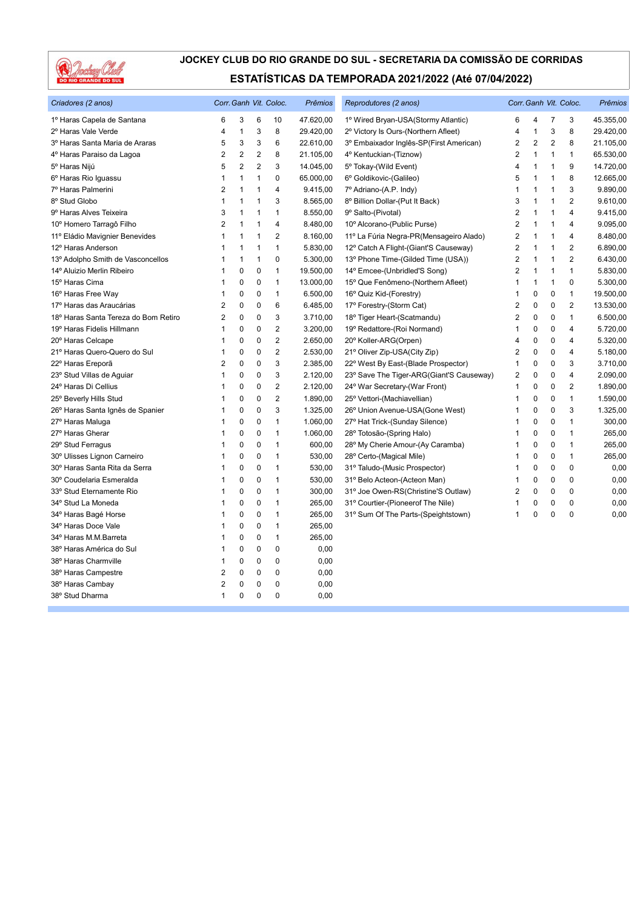# JOCKEY CLUB DO RIO GRANDE DO SUL - SECRETARIA DA COMISSÃO DE CORRIDAS

## ESTATÍSTICAS DA TEMPORADA 2021/2022 (Até 07/04/2022)

| *Criadores (2 anos)* | *Corr.* | *Ganh* | *Vit.* | *Coloc.* | *Prêmios* |
|---|---|---|---|---|---|
| 1º Haras Capela de Santana | 6 | 3 | 6 | 10 | 47.620,00 |
| 2º Haras Vale Verde | 4 | 1 | 3 | 8 | 29.420,00 |
| 3º Haras Santa Maria de Araras | 5 | 3 | 3 | 6 | 22.610,00 |
| 4º Haras Paraiso da Lagoa | 2 | 2 | 2 | 8 | 21.105,00 |
| 5º Haras Nijú | 5 | 2 | 2 | 3 | 14.045,00 |
| 6º Haras Rio Iguassu | 1 | 1 | 1 | 0 | 65.000,00 |
| 7º Haras Palmerini | 2 | 1 | 1 | 4 | 9.415,00 |
| 8º Stud Globo | 1 | 1 | 1 | 3 | 8.565,00 |
| 9º Haras Alves Teixeira | 3 | 1 | 1 | 1 | 8.550,00 |
| 10º Homero Tarragô Filho | 2 | 1 | 1 | 4 | 8.480,00 |
| 11º Eládio Mavignier Benevides | 1 | 1 | 1 | 2 | 8.160,00 |
| 12º Haras Anderson | 1 | 1 | 1 | 1 | 5.830,00 |
| 13º Adolpho Smith de Vasconcellos | 1 | 1 | 1 | 0 | 5.300,00 |
| 14º Aluizio Merlin Ribeiro | 1 | 0 | 0 | 1 | 19.500,00 |
| 15º Haras Cima | 1 | 0 | 0 | 1 | 13.000,00 |
| 16º Haras Free Way | 1 | 0 | 0 | 1 | 6.500,00 |
| 17º Haras das Araucárias | 2 | 0 | 0 | 6 | 6.485,00 |
| 18º Haras Santa Tereza do Bom Retiro | 2 | 0 | 0 | 3 | 3.710,00 |
| 19º Haras Fidelis Hillmann | 1 | 0 | 0 | 2 | 3.200,00 |
| 20º Haras Celcape | 1 | 0 | 0 | 2 | 2.650,00 |
| 21º Haras Quero-Quero do Sul | 1 | 0 | 0 | 2 | 2.530,00 |
| 22º Haras Ereporã | 2 | 0 | 0 | 3 | 2.385,00 |
| 23º Stud Villas de Aguiar | 1 | 0 | 0 | 3 | 2.120,00 |
| 24º Haras Di Cellius | 1 | 0 | 0 | 2 | 2.120,00 |
| 25º Beverly Hills Stud | 1 | 0 | 0 | 2 | 1.890,00 |
| 26º Haras Santa Ignês de Spanier | 1 | 0 | 0 | 3 | 1.325,00 |
| 27º Haras Maluga | 1 | 0 | 0 | 1 | 1.060,00 |
| 27º Haras Gherar | 1 | 0 | 0 | 1 | 1.060,00 |
| 29º Stud Ferragus | 1 | 0 | 0 | 1 | 600,00 |
| 30º Ulisses Lignon Carneiro | 1 | 0 | 0 | 1 | 530,00 |
| 30º Haras Santa Rita da Serra | 1 | 0 | 0 | 1 | 530,00 |
| 30º Coudelaria Esmeralda | 1 | 0 | 0 | 1 | 530,00 |
| 33º Stud Eternamente Rio | 1 | 0 | 0 | 1 | 300,00 |
| 34º Stud La Moneda | 1 | 0 | 0 | 1 | 265,00 |
| 34º Haras Bagé Horse | 1 | 0 | 0 | 1 | 265,00 |
| 34º Haras Doce Vale | 1 | 0 | 0 | 1 | 265,00 |
| 34º Haras M.M.Barreta | 1 | 0 | 0 | 1 | 265,00 |
| 38º Haras América do Sul | 1 | 0 | 0 | 0 | 0,00 |
| 38º Haras Charmville | 1 | 0 | 0 | 0 | 0,00 |
| 38º Haras Campestre | 2 | 0 | 0 | 0 | 0,00 |
| 38º Haras Cambay | 2 | 0 | 0 | 0 | 0,00 |
| 38º Stud Dharma | 1 | 0 | 0 | 0 | 0,00 |

| *Reprodutores (2 anos)* | *Corr.* | *Ganh* | *Vit.* | *Coloc.* | *Prêmios* |
|---|---|---|---|---|---|
| 1º Wired Bryan-USA(Stormy Atlantic) | 6 | 4 | 7 | 3 | 45.355,00 |
| 2º Victory Is Ours-(Northern Afleet) | 4 | 1 | 3 | 8 | 29.420,00 |
| 3º Embaixador Inglês-SP(First American) | 2 | 2 | 2 | 8 | 21.105,00 |
| 4º Kentuckian-(Tiznow) | 2 | 1 | 1 | 1 | 65.530,00 |
| 5º Tokay-(Wild Event) | 4 | 1 | 1 | 9 | 14.720,00 |
| 6º Goldikovic-(Galileo) | 5 | 1 | 1 | 8 | 12.665,00 |
| 7º Adriano-(A.P. Indy) | 1 | 1 | 1 | 3 | 9.890,00 |
| 8º Billion Dollar-(Put It Back) | 3 | 1 | 1 | 2 | 9.610,00 |
| 9º Salto-(Pivotal) | 2 | 1 | 1 | 4 | 9.415,00 |
| 10º Alcorano-(Public Purse) | 2 | 1 | 1 | 4 | 9.095,00 |
| 11º La Fúria Negra-PR(Mensageiro Alado) | 2 | 1 | 1 | 4 | 8.480,00 |
| 12º Catch A Flight-(Giant'S Causeway) | 2 | 1 | 1 | 2 | 6.890,00 |
| 13º Phone Time-(Gilded Time (USA)) | 2 | 1 | 1 | 2 | 6.430,00 |
| 14º Emcee-(Unbridled'S Song) | 2 | 1 | 1 | 1 | 5.830,00 |
| 15º Que Fenômeno-(Northern Afleet) | 1 | 1 | 1 | 0 | 5.300,00 |
| 16º Quiz Kid-(Forestry) | 1 | 0 | 0 | 1 | 19.500,00 |
| 17º Forestry-(Storm Cat) | 2 | 0 | 0 | 2 | 13.530,00 |
| 18º Tiger Heart-(Scatmandu) | 2 | 0 | 0 | 1 | 6.500,00 |
| 19º Redattore-(Roi Normand) | 1 | 0 | 0 | 4 | 5.720,00 |
| 20º Koller-ARG(Orpen) | 4 | 0 | 0 | 4 | 5.320,00 |
| 21º Oliver Zip-USA(City Zip) | 2 | 0 | 0 | 4 | 5.180,00 |
| 22º West By East-(Blade Prospector) | 1 | 0 | 0 | 3 | 3.710,00 |
| 23º Save The Tiger-ARG(Giant'S Causeway) | 2 | 0 | 0 | 4 | 2.090,00 |
| 24º War Secretary-(War Front) | 1 | 0 | 0 | 2 | 1.890,00 |
| 25º Vettori-(Machiavellian) | 1 | 0 | 0 | 1 | 1.590,00 |
| 26º Union Avenue-USA(Gone West) | 1 | 0 | 0 | 3 | 1.325,00 |
| 27º Hat Trick-(Sunday Silence) | 1 | 0 | 0 | 1 | 300,00 |
| 28º Totosão-(Spring Halo) | 1 | 0 | 0 | 1 | 265,00 |
| 28º My Cherie Amour-(Ay Caramba) | 1 | 0 | 0 | 1 | 265,00 |
| 28º Certo-(Magical Mile) | 1 | 0 | 0 | 1 | 265,00 |
| 31º Taludo-(Music Prospector) | 1 | 0 | 0 | 0 | 0,00 |
| 31º Belo Acteon-(Acteon Man) | 1 | 0 | 0 | 0 | 0,00 |
| 31º Joe Owen-RS(Christine'S Outlaw) | 2 | 0 | 0 | 0 | 0,00 |
| 31º Courtier-(Pioneerof The Nile) | 1 | 0 | 0 | 0 | 0,00 |
| 31º Sum Of The Parts-(Speightstown) | 1 | 0 | 0 | 0 | 0,00 |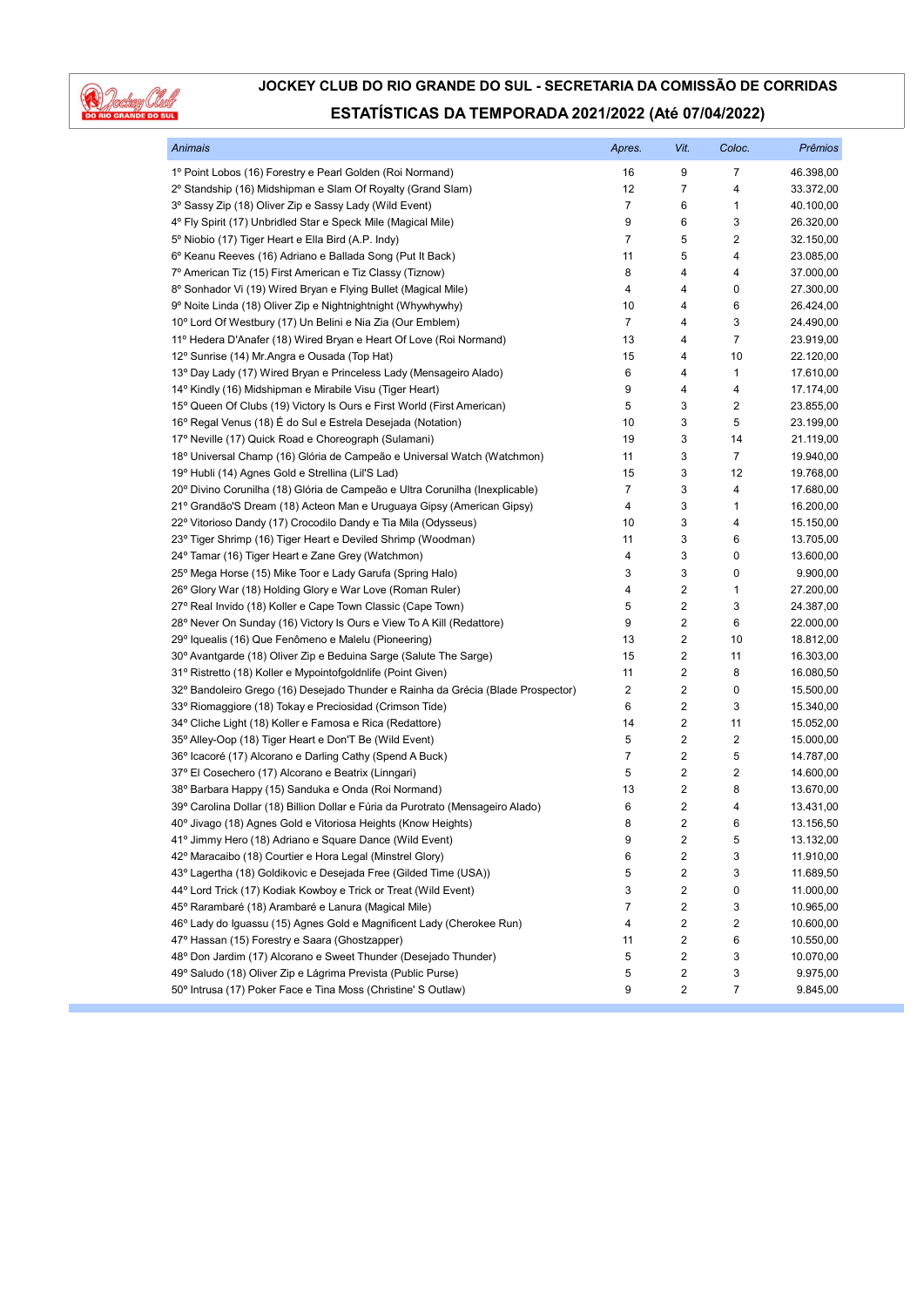# JOCKEY CLUB DO RIO GRANDE DO SUL - SECRETARIA DA COMISSÃO DE CORRIDAS

## ESTATÍSTICAS DA TEMPORADA 2021/2022 (Até 07/04/2022)

| *Animais* | *Apres.* | *Vit.* | *Coloc.* | *Prêmios* |
|---|---|---|---|---|
| 1º Point Lobos (16) Forestry e Pearl Golden (Roi Normand) | 16 | 9 | 7 | 46.398,00 |
| 2º Standship (16) Midshipman e Slam Of Royalty (Grand Slam) | 12 | 7 | 4 | 33.372,00 |
| 3º Sassy Zip (18) Oliver Zip e Sassy Lady (Wild Event) | 7 | 6 | 1 | 40.100,00 |
| 4º Fly Spirit (17) Unbridled Star e Speck Mile (Magical Mile) | 9 | 6 | 3 | 26.320,00 |
| 5º Niobio (17) Tiger Heart e Ella Bird (A.P. Indy) | 7 | 5 | 2 | 32.150,00 |
| 6º Keanu Reeves (16) Adriano e Ballada Song (Put It Back) | 11 | 5 | 4 | 23.085,00 |
| 7º American Tiz (15) First American e Tiz Classy (Tiznow) | 8 | 4 | 4 | 37.000,00 |
| 8º Sonhador Vi (19) Wired Bryan e Flying Bullet (Magical Mile) | 4 | 4 | 0 | 27.300,00 |
| 9º Noite Linda (18) Oliver Zip e Nightnightnight (Whywhywhy) | 10 | 4 | 6 | 26.424,00 |
| 10º Lord Of Westbury (17) Un Belini e Nia Zia (Our Emblem) | 7 | 4 | 3 | 24.490,00 |
| 11º Hedera D'Anafer (18) Wired Bryan e Heart Of Love (Roi Normand) | 13 | 4 | 7 | 23.919,00 |
| 12º Sunrise (14) Mr.Angra e Ousada (Top Hat) | 15 | 4 | 10 | 22.120,00 |
| 13º Day Lady (17) Wired Bryan e Princeless Lady (Mensageiro Alado) | 6 | 4 | 1 | 17.610,00 |
| 14º Kindly (16) Midshipman e Mirabile Visu (Tiger Heart) | 9 | 4 | 4 | 17.174,00 |
| 15º Queen Of Clubs (19) Victory Is Ours e First World (First American) | 5 | 3 | 2 | 23.855,00 |
| 16º Regal Venus (18) É do Sul e Estrela Desejada (Notation) | 10 | 3 | 5 | 23.199,00 |
| 17º Neville (17) Quick Road e Choreograph (Sulamani) | 19 | 3 | 14 | 21.119,00 |
| 18º Universal Champ (16) Glória de Campeão e Universal Watch (Watchmon) | 11 | 3 | 7 | 19.940,00 |
| 19º Hubli (14) Agnes Gold e Strellina (Lil'S Lad) | 15 | 3 | 12 | 19.768,00 |
| 20º Divino Corunilha (18) Glória de Campeão e Ultra Corunilha (Inexplicable) | 7 | 3 | 4 | 17.680,00 |
| 21º Grandão'S Dream (18) Acteon Man e Uruguaya Gipsy (American Gipsy) | 4 | 3 | 1 | 16.200,00 |
| 22º Vitorioso Dandy (17) Crocodilo Dandy e Tia Mila (Odysseus) | 10 | 3 | 4 | 15.150,00 |
| 23º Tiger Shrimp (16) Tiger Heart e Deviled Shrimp (Woodman) | 11 | 3 | 6 | 13.705,00 |
| 24º Tamar (16) Tiger Heart e Zane Grey (Watchmon) | 4 | 3 | 0 | 13.600,00 |
| 25º Mega Horse (15) Mike Toor e Lady Garufa (Spring Halo) | 3 | 3 | 0 | 9.900,00 |
| 26º Glory War (18) Holding Glory e War Love (Roman Ruler) | 4 | 2 | 1 | 27.200,00 |
| 27º Real Invido (18) Koller e Cape Town Classic (Cape Town) | 5 | 2 | 3 | 24.387,00 |
| 28º Never On Sunday (16) Victory Is Ours e View To A Kill (Redattore) | 9 | 2 | 6 | 22.000,00 |
| 29º Iquealis (16) Que Fenômeno e Malelu (Pioneering) | 13 | 2 | 10 | 18.812,00 |
| 30º Avantgarde (18) Oliver Zip e Beduina Sarge (Salute The Sarge) | 15 | 2 | 11 | 16.303,00 |
| 31º Ristretto (18) Koller e Mypointofgoldnlife (Point Given) | 11 | 2 | 8 | 16.080,50 |
| 32º Bandoleiro Grego (16) Desejado Thunder e Rainha da Grécia (Blade Prospector) | 2 | 2 | 0 | 15.500,00 |
| 33º Riomaggiore (18) Tokay e Preciosidad (Crimson Tide) | 6 | 2 | 3 | 15.340,00 |
| 34º Cliche Light (18) Koller e Famosa e Rica (Redattore) | 14 | 2 | 11 | 15.052,00 |
| 35º Alley-Oop (18) Tiger Heart e Don'T Be (Wild Event) | 5 | 2 | 2 | 15.000,00 |
| 36º Icacoré (17) Alcorano e Darling Cathy (Spend A Buck) | 7 | 2 | 5 | 14.787,00 |
| 37º El Cosechero (17) Alcorano e Beatrix (Linngari) | 5 | 2 | 2 | 14.600,00 |
| 38º Barbara Happy (15) Sanduka e Onda (Roi Normand) | 13 | 2 | 8 | 13.670,00 |
| 39º Carolina Dollar (18) Billion Dollar e Fúria da Purotrato (Mensageiro Alado) | 6 | 2 | 4 | 13.431,00 |
| 40º Jivago (18) Agnes Gold e Vitoriosa Heights (Know Heights) | 8 | 2 | 6 | 13.156,50 |
| 41º Jimmy Hero (18) Adriano e Square Dance (Wild Event) | 9 | 2 | 5 | 13.132,00 |
| 42º Maracaibo (18) Courtier e Hora Legal (Minstrel Glory) | 6 | 2 | 3 | 11.910,00 |
| 43º Lagertha (18) Goldikovic e Desejada Free (Gilded Time (USA)) | 5 | 2 | 3 | 11.689,50 |
| 44º Lord Trick (17) Kodiak Kowboy e Trick or Treat (Wild Event) | 3 | 2 | 0 | 11.000,00 |
| 45º Rarambaré (18) Arambaré e Lanura (Magical Mile) | 7 | 2 | 3 | 10.965,00 |
| 46º Lady do Iguassu (15) Agnes Gold e Magnificent Lady (Cherokee Run) | 4 | 2 | 2 | 10.600,00 |
| 47º Hassan (15) Forestry e Saara (Ghostzapper) | 11 | 2 | 6 | 10.550,00 |
| 48º Don Jardim (17) Alcorano e Sweet Thunder (Desejado Thunder) | 5 | 2 | 3 | 10.070,00 |
| 49º Saludo (18) Oliver Zip e Lágrima Prevista (Public Purse) | 5 | 2 | 3 | 9.975,00 |
| 50º Intrusa (17) Poker Face e Tina Moss (Christine' S Outlaw) | 9 | 2 | 7 | 9.845,00 |